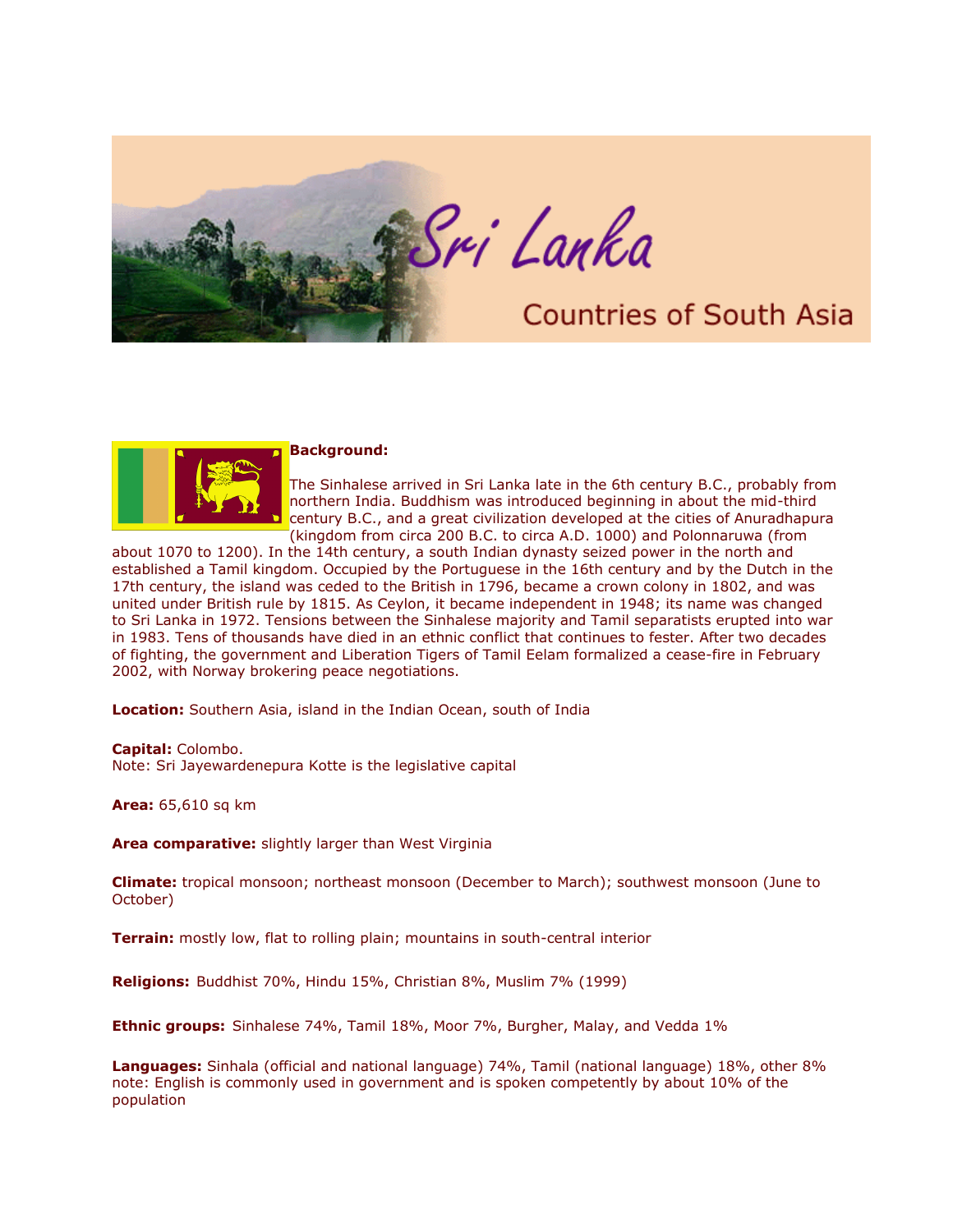# Sri Lanka

## Countries of South Asia

**Background:**

The Sinhalese arrived in Sri Lanka late in the 6th century B.C., probably from northern India. Buddhism was introduced beginning in about the mid-third century B.C., and a great civilization developed at the cities of Anuradhapura (kingdom from circa 200 B.C. to circa A.D. 1000) and Polonnaruwa (from about 1070 to 1200). In the 14th century, a south Indian dynasty seized power in the north and established a Tamil kingdom. Occupied by the Portuguese in the 16th century and by the Dutch in the 17th century, the island was ceded to the British in 1796, became a crown colony in 1802, and was united under British rule by 1815. As Ceylon, it became independent in 1948; its name was changed to Sri Lanka in 1972. Tensions between the Sinhalese majority and Tamil separatists erupted into war in 1983. Tens of thousands have died in an ethnic conflict that continues to fester. After two decades of fighting, the government and Liberation Tigers of Tamil Eelam formalized a cease-fire in February 2002, with Norway brokering peace negotiations.

**Location:** Southern Asia, island in the Indian Ocean, south of India

**Capital:** Colombo.
Note: Sri Jayewardenepura Kotte is the legislative capital

**Area:** 65,610 sq km

**Area comparative:** slightly larger than West Virginia

**Climate:** tropical monsoon; northeast monsoon (December to March); southwest monsoon (June to October)

**Terrain:** mostly low, flat to rolling plain; mountains in south-central interior

**Religions:** Buddhist 70%, Hindu 15%, Christian 8%, Muslim 7% (1999)

**Ethnic groups:** Sinhalese 74%, Tamil 18%, Moor 7%, Burgher, Malay, and Vedda 1%

**Languages:** Sinhala (official and national language) 74%, Tamil (national language) 18%, other 8%
note: English is commonly used in government and is spoken competently by about 10% of the population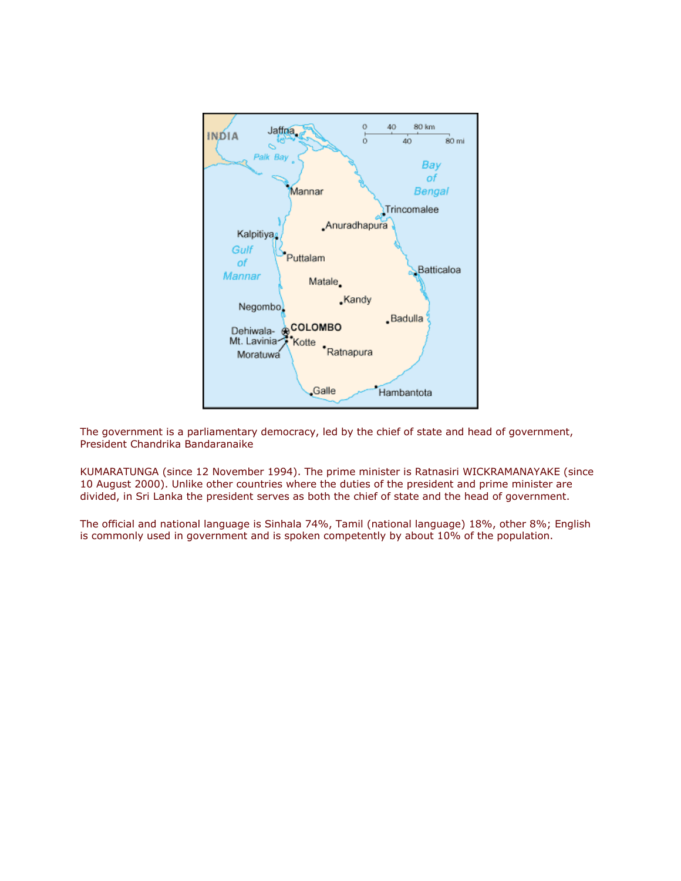INDIA

Jaffna

Palk Bay

Mannar

Bay of Bengal

Trincomalee

Anuradhapura

Kalpitiya

Gulf of Mannar

Puttalam

Batticaloa

Matale

Kandy

Negombo

Badulla

COLOMBO

Dehiwala-Mt. Lavinia

Kotte

Moratuwa

Ratnapura

Galle

Hambantota

0 40 80 km

0 40 80 mi

The government is a parliamentary democracy, led by the chief of state and head of government, President Chandrika Bandaranaike

KUMARATUNGA (since 12 November 1994). The prime minister is Ratnasiri WICKRAMANAYAKE (since 10 August 2000). Unlike other countries where the duties of the president and prime minister are divided, in Sri Lanka the president serves as both the chief of state and the head of government.

The official and national language is Sinhala 74%, Tamil (national language) 18%, other 8%; English is commonly used in government and is spoken competently by about 10% of the population.